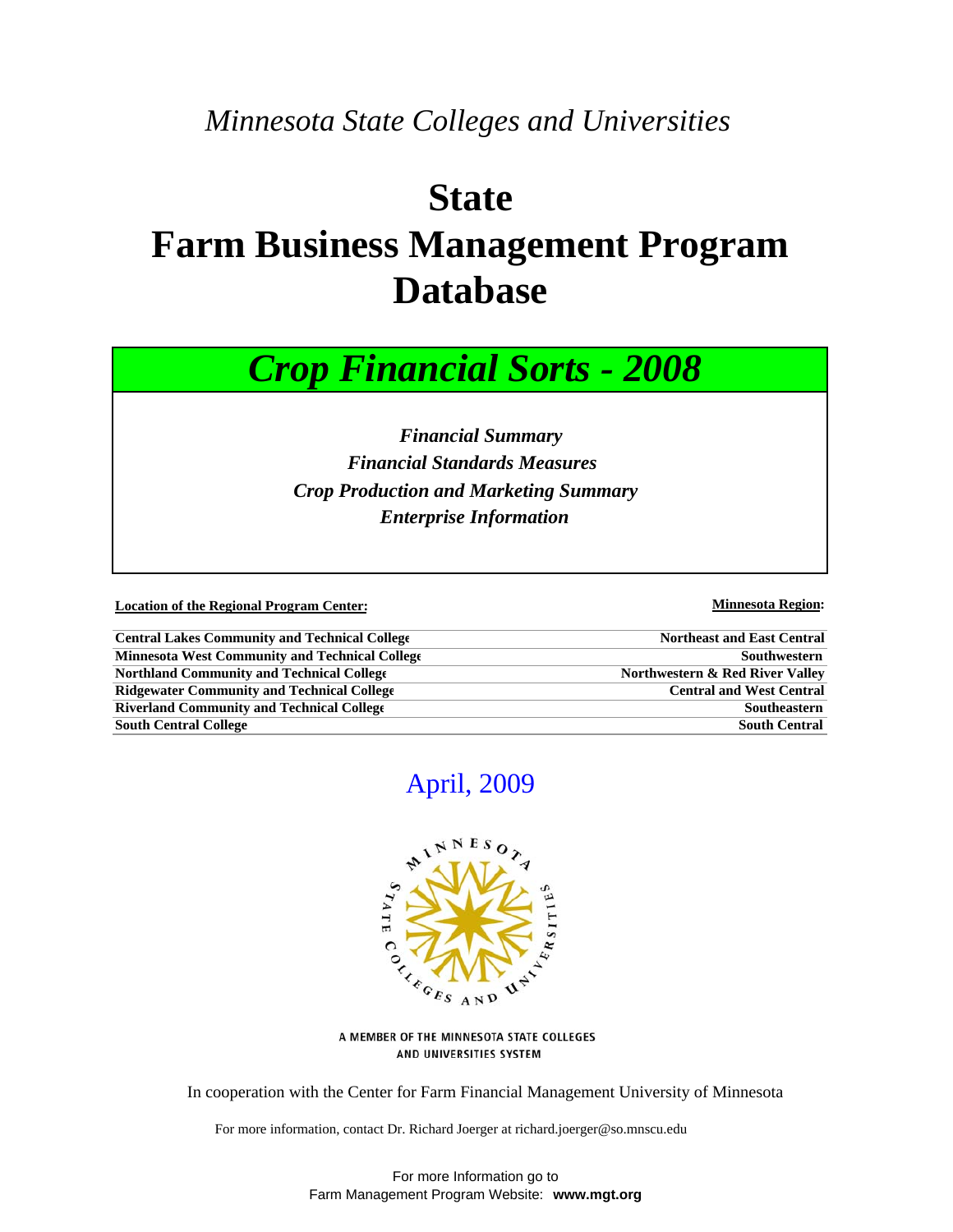*Minnesota State Colleges and Universities*

# State
# Farm Business Management Program Database

## *Crop Financial Sorts - 2008*

***Financial Summary***
***Financial Standards Measures***
***Crop Production and Marketing Summary***
***Enterprise Information***

| Location of the Regional Program Center: | Minnesota Region: |
|---|---|
| Central Lakes Community and Technical College | Northeast and East Central |
| Minnesota West Community and Technical College | Southwestern |
| Northland Community and Technical College | Northwestern & Red River Valley |
| Ridgewater Community and Technical College | Central and West Central |
| Riverland Community and Technical College | Southeastern |
| South Central College | South Central |

April, 2009

A MEMBER OF THE MINNESOTA STATE COLLEGES AND UNIVERSITIES SYSTEM

In cooperation with the Center for Farm Financial Management University of Minnesota

For more information, contact Dr. Richard Joerger at richard.joerger@so.mnscu.edu

For more Information go to
Farm Management Program Website: **www.mgt.org**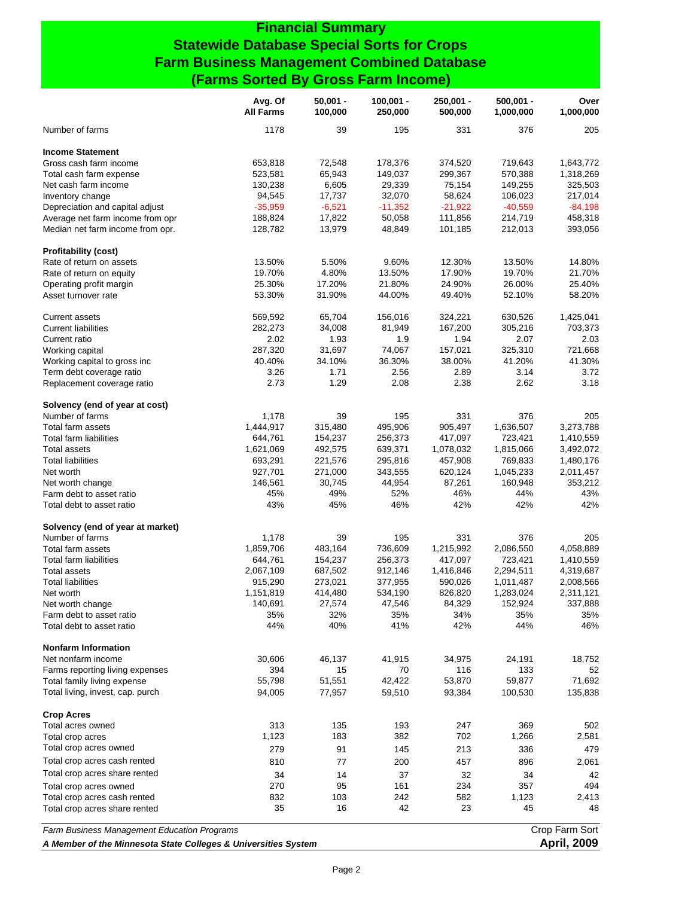# Financial Summary
## Statewide Database Special Sorts for Crops
## Farm Business Management Combined Database
## (Farms Sorted By Gross Farm Income)

| | Avg. Of All Farms | 50,001 - 100,000 | 100,001 - 250,000 | 250,001 - 500,000 | 500,001 - 1,000,000 | Over 1,000,000 |
|---|---|---|---|---|---|---|
| Number of farms | 1178 | 39 | 195 | 331 | 376 | 205 |
| **Income Statement** | | | | | | |
| Gross cash farm income | 653,818 | 72,548 | 178,376 | 374,520 | 719,643 | 1,643,772 |
| Total cash farm expense | 523,581 | 65,943 | 149,037 | 299,367 | 570,388 | 1,318,269 |
| Net cash farm income | 130,238 | 6,605 | 29,339 | 75,154 | 149,255 | 325,503 |
| Inventory change | 94,545 | 17,737 | 32,070 | 58,624 | 106,023 | 217,014 |
| Depreciation and capital adjust | -35,959 | -6,521 | -11,352 | -21,922 | -40,559 | -84,198 |
| Average net farm income from opr | 188,824 | 17,822 | 50,058 | 111,856 | 214,719 | 458,318 |
| Median net farm income from opr. | 128,782 | 13,979 | 48,849 | 101,185 | 212,013 | 393,056 |
| **Profitability (cost)** | | | | | | |
| Rate of return on assets | 13.50% | 5.50% | 9.60% | 12.30% | 13.50% | 14.80% |
| Rate of return on equity | 19.70% | 4.80% | 13.50% | 17.90% | 19.70% | 21.70% |
| Operating profit margin | 25.30% | 17.20% | 21.80% | 24.90% | 26.00% | 25.40% |
| Asset turnover rate | 53.30% | 31.90% | 44.00% | 49.40% | 52.10% | 58.20% |
| Current assets | 569,592 | 65,704 | 156,016 | 324,221 | 630,526 | 1,425,041 |
| Current liabilities | 282,273 | 34,008 | 81,949 | 167,200 | 305,216 | 703,373 |
| Current ratio | 2.02 | 1.93 | 1.9 | 1.94 | 2.07 | 2.03 |
| Working capital | 287,320 | 31,697 | 74,067 | 157,021 | 325,310 | 721,668 |
| Working capital to gross inc | 40.40% | 34.10% | 36.30% | 38.00% | 41.20% | 41.30% |
| Term debt coverage ratio | 3.26 | 1.71 | 2.56 | 2.89 | 3.14 | 3.72 |
| Replacement coverage ratio | 2.73 | 1.29 | 2.08 | 2.38 | 2.62 | 3.18 |
| **Solvency (end of year at cost)** | | | | | | |
| Number of farms | 1,178 | 39 | 195 | 331 | 376 | 205 |
| Total farm assets | 1,444,917 | 315,480 | 495,906 | 905,497 | 1,636,507 | 3,273,788 |
| Total farm liabilities | 644,761 | 154,237 | 256,373 | 417,097 | 723,421 | 1,410,559 |
| Total assets | 1,621,069 | 492,575 | 639,371 | 1,078,032 | 1,815,066 | 3,492,072 |
| Total liabilities | 693,291 | 221,576 | 295,816 | 457,908 | 769,833 | 1,480,176 |
| Net worth | 927,701 | 271,000 | 343,555 | 620,124 | 1,045,233 | 2,011,457 |
| Net worth change | 146,561 | 30,745 | 44,954 | 87,261 | 160,948 | 353,212 |
| Farm debt to asset ratio | 45% | 49% | 52% | 46% | 44% | 43% |
| Total debt to asset ratio | 43% | 45% | 46% | 42% | 42% | 42% |
| **Solvency (end of year at market)** | | | | | | |
| Number of farms | 1,178 | 39 | 195 | 331 | 376 | 205 |
| Total farm assets | 1,859,706 | 483,164 | 736,609 | 1,215,992 | 2,086,550 | 4,058,889 |
| Total farm liabilities | 644,761 | 154,237 | 256,373 | 417,097 | 723,421 | 1,410,559 |
| Total assets | 2,067,109 | 687,502 | 912,146 | 1,416,846 | 2,294,511 | 4,319,687 |
| Total liabilities | 915,290 | 273,021 | 377,955 | 590,026 | 1,011,487 | 2,008,566 |
| Net worth | 1,151,819 | 414,480 | 534,190 | 826,820 | 1,283,024 | 2,311,121 |
| Net worth change | 140,691 | 27,574 | 47,546 | 84,329 | 152,924 | 337,888 |
| Farm debt to asset ratio | 35% | 32% | 35% | 34% | 35% | 35% |
| Total debt to asset ratio | 44% | 40% | 41% | 42% | 44% | 46% |
| **Nonfarm Information** | | | | | | |
| Net nonfarm income | 30,606 | 46,137 | 41,915 | 34,975 | 24,191 | 18,752 |
| Farms reporting living expenses | 394 | 15 | 70 | 116 | 133 | 52 |
| Total family living expense | 55,798 | 51,551 | 42,422 | 53,870 | 59,877 | 71,692 |
| Total living, invest, cap. purch | 94,005 | 77,957 | 59,510 | 93,384 | 100,530 | 135,838 |
| **Crop Acres** | | | | | | |
| Total acres owned | 313 | 135 | 193 | 247 | 369 | 502 |
| Total crop acres | 1,123 | 183 | 382 | 702 | 1,266 | 2,581 |
| Total crop acres owned | 279 | 91 | 145 | 213 | 336 | 479 |
| Total crop acres cash rented | 810 | 77 | 200 | 457 | 896 | 2,061 |
| Total crop acres share rented | 34 | 14 | 37 | 32 | 34 | 42 |
| Total crop acres owned | 270 | 95 | 161 | 234 | 357 | 494 |
| Total crop acres cash rented | 832 | 103 | 242 | 582 | 1,123 | 2,413 |
| Total crop acres share rented | 35 | 16 | 42 | 23 | 45 | 48 |

*Farm Business Management Education Programs* — Crop Farm Sort

***A Member of the Minnesota State Colleges & Universities System*** — **April, 2009**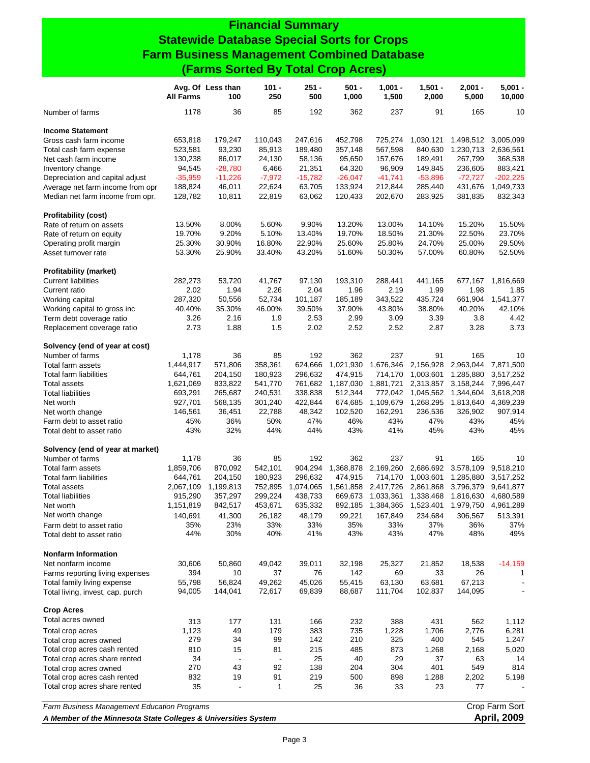# Financial Summary
## Statewide Database Special Sorts for Crops
## Farm Business Management Combined Database
## (Farms Sorted By Total Crop Acres)

| | Avg. Of All Farms | Less than 100 | 101 - 250 | 251 - 500 | 501 - 1,000 | 1,001 - 1,500 | 1,501 - 2,000 | 2,001 - 5,000 | 5,001 - 10,000 |
|---|---|---|---|---|---|---|---|---|---|
| Number of farms | 1178 | 36 | 85 | 192 | 362 | 237 | 91 | 165 | 10 |
| **Income Statement** | | | | | | | | | |
| Gross cash farm income | 653,818 | 179,247 | 110,043 | 247,616 | 452,798 | 725,274 | 1,030,121 | 1,498,512 | 3,005,099 |
| Total cash farm expense | 523,581 | 93,230 | 85,913 | 189,480 | 357,148 | 567,598 | 840,630 | 1,230,713 | 2,636,561 |
| Net cash farm income | 130,238 | 86,017 | 24,130 | 58,136 | 95,650 | 157,676 | 189,491 | 267,799 | 368,538 |
| Inventory change | 94,545 | -28,780 | 6,466 | 21,351 | 64,320 | 96,909 | 149,845 | 236,605 | 883,421 |
| Depreciation and capital adjust | -35,959 | -11,226 | -7,972 | -15,782 | -26,047 | -41,741 | -53,896 | -72,727 | -202,225 |
| Average net farm income from opr | 188,824 | 46,011 | 22,624 | 63,705 | 133,924 | 212,844 | 285,440 | 431,676 | 1,049,733 |
| Median net farm income from opr. | 128,782 | 10,811 | 22,819 | 63,062 | 120,433 | 202,670 | 283,925 | 381,835 | 832,343 |
| **Profitability (cost)** | | | | | | | | | |
| Rate of return on assets | 13.50% | 8.00% | 5.60% | 9.90% | 13.20% | 13.00% | 14.10% | 15.20% | 15.50% |
| Rate of return on equity | 19.70% | 9.20% | 5.10% | 13.40% | 19.70% | 18.50% | 21.30% | 22.50% | 23.70% |
| Operating profit margin | 25.30% | 30.90% | 16.80% | 22.90% | 25.60% | 25.80% | 24.70% | 25.00% | 29.50% |
| Asset turnover rate | 53.30% | 25.90% | 33.40% | 43.20% | 51.60% | 50.30% | 57.00% | 60.80% | 52.50% |
| **Profitability (market)** | | | | | | | | | |
| Current liabilities | 282,273 | 53,720 | 41,767 | 97,130 | 193,310 | 288,441 | 441,165 | 677,167 | 1,816,669 |
| Current ratio | 2.02 | 1.94 | 2.26 | 2.04 | 1.96 | 2.19 | 1.99 | 1.98 | 1.85 |
| Working capital | 287,320 | 50,556 | 52,734 | 101,187 | 185,189 | 343,522 | 435,724 | 661,904 | 1,541,377 |
| Working capital to gross inc | 40.40% | 35.30% | 46.00% | 39.50% | 37.90% | 43.80% | 38.80% | 40.20% | 42.10% |
| Term debt coverage ratio | 3.26 | 2.16 | 1.9 | 2.53 | 2.99 | 3.09 | 3.39 | 3.8 | 4.42 |
| Replacement coverage ratio | 2.73 | 1.88 | 1.5 | 2.02 | 2.52 | 2.52 | 2.87 | 3.28 | 3.73 |
| **Solvency (end of year at cost)** | | | | | | | | | |
| Number of farms | 1,178 | 36 | 85 | 192 | 362 | 237 | 91 | 165 | 10 |
| Total farm assets | 1,444,917 | 571,806 | 358,361 | 624,666 | 1,021,930 | 1,676,346 | 2,156,928 | 2,963,044 | 7,871,500 |
| Total farm liabilities | 644,761 | 204,150 | 180,923 | 296,632 | 474,915 | 714,170 | 1,003,601 | 1,285,880 | 3,517,252 |
| Total assets | 1,621,069 | 833,822 | 541,770 | 761,682 | 1,187,030 | 1,881,721 | 2,313,857 | 3,158,244 | 7,996,447 |
| Total liabilities | 693,291 | 265,687 | 240,531 | 338,838 | 512,344 | 772,042 | 1,045,562 | 1,344,604 | 3,618,208 |
| Net worth | 927,701 | 568,135 | 301,240 | 422,844 | 674,685 | 1,109,679 | 1,268,295 | 1,813,640 | 4,369,239 |
| Net worth change | 146,561 | 36,451 | 22,788 | 48,342 | 102,520 | 162,291 | 236,536 | 326,902 | 907,914 |
| Farm debt to asset ratio | 45% | 36% | 50% | 47% | 46% | 43% | 47% | 43% | 45% |
| Total debt to asset ratio | 43% | 32% | 44% | 44% | 43% | 41% | 45% | 43% | 45% |
| **Solvency (end of year at market)** | | | | | | | | | |
| Number of farms | 1,178 | 36 | 85 | 192 | 362 | 237 | 91 | 165 | 10 |
| Total farm assets | 1,859,706 | 870,092 | 542,101 | 904,294 | 1,368,878 | 2,169,260 | 2,686,692 | 3,578,109 | 9,518,210 |
| Total farm liabilities | 644,761 | 204,150 | 180,923 | 296,632 | 474,915 | 714,170 | 1,003,601 | 1,285,880 | 3,517,252 |
| Total assets | 2,067,109 | 1,199,813 | 752,895 | 1,074,065 | 1,561,858 | 2,417,726 | 2,861,868 | 3,796,379 | 9,641,877 |
| Total liabilities | 915,290 | 357,297 | 299,224 | 438,733 | 669,673 | 1,033,361 | 1,338,468 | 1,816,630 | 4,680,589 |
| Net worth | 1,151,819 | 842,517 | 453,671 | 635,332 | 892,185 | 1,384,365 | 1,523,401 | 1,979,750 | 4,961,289 |
| Net worth change | 140,691 | 41,300 | 26,182 | 48,179 | 99,221 | 167,849 | 234,684 | 306,567 | 513,391 |
| Farm debt to asset ratio | 35% | 23% | 33% | 33% | 35% | 33% | 37% | 36% | 37% |
| Total debt to asset ratio | 44% | 30% | 40% | 41% | 43% | 43% | 47% | 48% | 49% |
| **Nonfarm Information** | | | | | | | | | |
| Net nonfarm income | 30,606 | 50,860 | 49,042 | 39,011 | 32,198 | 25,327 | 21,852 | 18,538 | -14,159 |
| Farms reporting living expenses | 394 | 10 | 37 | 76 | 142 | 69 | 33 | 26 | 1 |
| Total family living expense | 55,798 | 56,824 | 49,262 | 45,026 | 55,415 | 63,130 | 63,681 | 67,213 | - |
| Total living, invest, cap. purch | 94,005 | 144,041 | 72,617 | 69,839 | 88,687 | 111,704 | 102,837 | 144,095 | - |
| **Crop Acres** | | | | | | | | | |
| Total acres owned | 313 | 177 | 131 | 166 | 232 | 388 | 431 | 562 | 1,112 |
| Total crop acres | 1,123 | 49 | 179 | 383 | 735 | 1,228 | 1,706 | 2,776 | 6,281 |
| Total crop acres owned | 279 | 34 | 99 | 142 | 210 | 325 | 400 | 545 | 1,247 |
| Total crop acres cash rented | 810 | 15 | 81 | 215 | 485 | 873 | 1,268 | 2,168 | 5,020 |
| Total crop acres share rented | 34 | - | - | 25 | 40 | 29 | 37 | 63 | 14 |
| Total crop acres owned | 270 | 43 | 92 | 138 | 204 | 304 | 401 | 549 | 814 |
| Total crop acres cash rented | 832 | 19 | 91 | 219 | 500 | 898 | 1,288 | 2,202 | 5,198 |
| Total crop acres share rented | 35 | - | 1 | 25 | 36 | 33 | 23 | 77 | - |

*Farm Business Management Education Programs* — Crop Farm Sort

***A Member of the Minnesota State Colleges & Universities System*** — **April, 2009**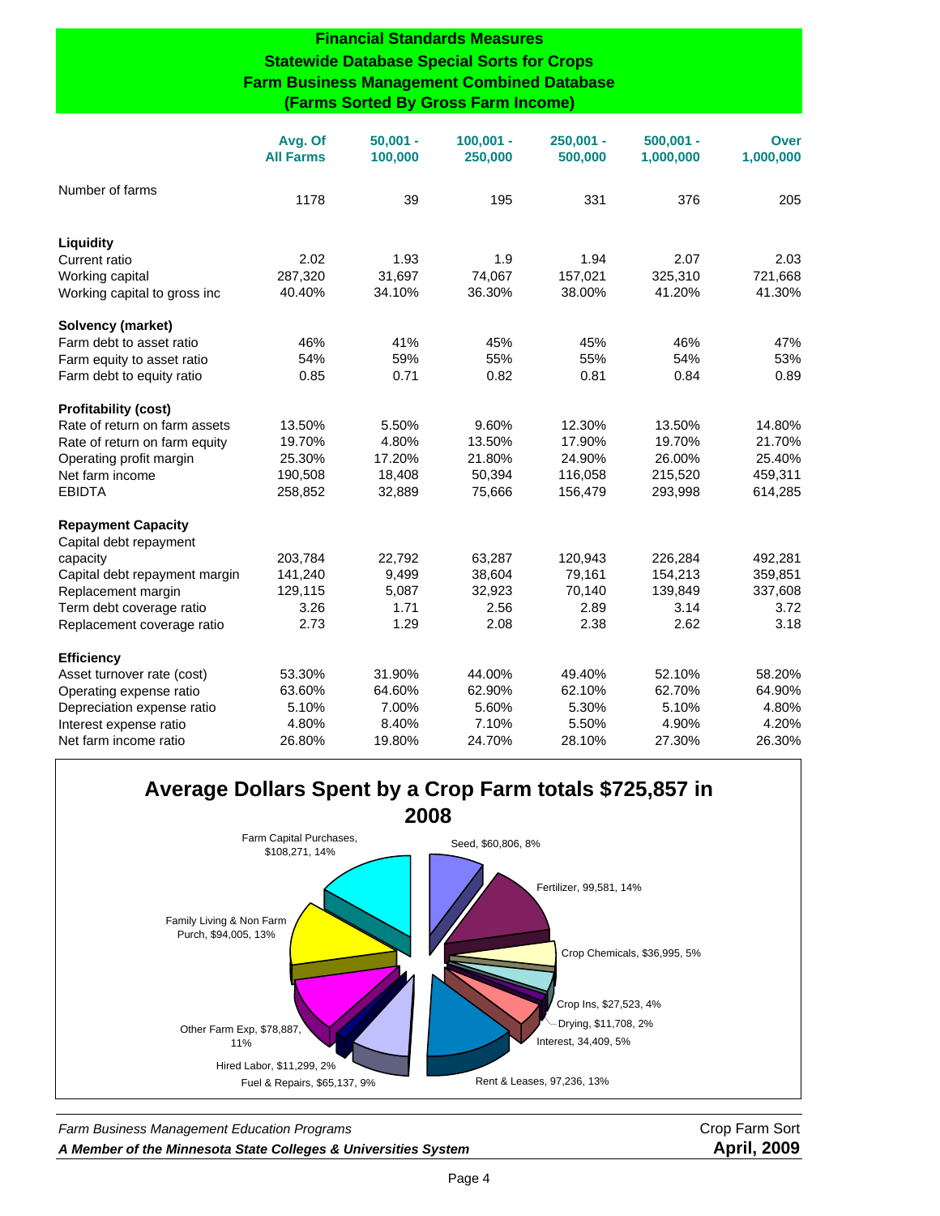# Financial Standards Measures
## Statewide Database Special Sorts for Crops
## Farm Business Management Combined Database
## (Farms Sorted By Gross Farm Income)

| | Avg. Of All Farms | 50,001 - 100,000 | 100,001 - 250,000 | 250,001 - 500,000 | 500,001 - 1,000,000 | Over 1,000,000 |
|---|---|---|---|---|---|---|
| Number of farms | 1178 | 39 | 195 | 331 | 376 | 205 |
| **Liquidity** | | | | | | |
| Current ratio | 2.02 | 1.93 | 1.9 | 1.94 | 2.07 | 2.03 |
| Working capital | 287,320 | 31,697 | 74,067 | 157,021 | 325,310 | 721,668 |
| Working capital to gross inc | 40.40% | 34.10% | 36.30% | 38.00% | 41.20% | 41.30% |
| **Solvency (market)** | | | | | | |
| Farm debt to asset ratio | 46% | 41% | 45% | 45% | 46% | 47% |
| Farm equity to asset ratio | 54% | 59% | 55% | 55% | 54% | 53% |
| Farm debt to equity ratio | 0.85 | 0.71 | 0.82 | 0.81 | 0.84 | 0.89 |
| **Profitability (cost)** | | | | | | |
| Rate of return on farm assets | 13.50% | 5.50% | 9.60% | 12.30% | 13.50% | 14.80% |
| Rate of return on farm equity | 19.70% | 4.80% | 13.50% | 17.90% | 19.70% | 21.70% |
| Operating profit margin | 25.30% | 17.20% | 21.80% | 24.90% | 26.00% | 25.40% |
| Net farm income | 190,508 | 18,408 | 50,394 | 116,058 | 215,520 | 459,311 |
| EBIDTA | 258,852 | 32,889 | 75,666 | 156,479 | 293,998 | 614,285 |
| **Repayment Capacity** | | | | | | |
| Capital debt repayment capacity | 203,784 | 22,792 | 63,287 | 120,943 | 226,284 | 492,281 |
| Capital debt repayment margin | 141,240 | 9,499 | 38,604 | 79,161 | 154,213 | 359,851 |
| Replacement margin | 129,115 | 5,087 | 32,923 | 70,140 | 139,849 | 337,608 |
| Term debt coverage ratio | 3.26 | 1.71 | 2.56 | 2.89 | 3.14 | 3.72 |
| Replacement coverage ratio | 2.73 | 1.29 | 2.08 | 2.38 | 2.62 | 3.18 |
| **Efficiency** | | | | | | |
| Asset turnover rate (cost) | 53.30% | 31.90% | 44.00% | 49.40% | 52.10% | 58.20% |
| Operating expense ratio | 63.60% | 64.60% | 62.90% | 62.10% | 62.70% | 64.90% |
| Depreciation expense ratio | 5.10% | 7.00% | 5.60% | 5.30% | 5.10% | 4.80% |
| Interest expense ratio | 4.80% | 8.40% | 7.10% | 5.50% | 4.90% | 4.20% |
| Net farm income ratio | 26.80% | 19.80% | 24.70% | 28.10% | 27.30% | 26.30% |

## Average Dollars Spent by a Crop Farm totals $725,857 in 2008

- Seed, $60,806, 8%
- Fertilizer, 99,581, 14%
- Crop Chemicals, $36,995, 5%
- Crop Ins, $27,523, 4%
- Drying, $11,708, 2%
- Interest, 34,409, 5%
- Rent & Leases, 97,236, 13%
- Fuel & Repairs, $65,137, 9%
- Hired Labor, $11,299, 2%
- Other Farm Exp, $78,887, 11%
- Family Living & Non Farm Purch, $94,005, 13%
- Farm Capital Purchases, $108,271, 14%

*Farm Business Management Education Programs* — Crop Farm Sort

***A Member of the Minnesota State Colleges & Universities System*** — **April, 2009**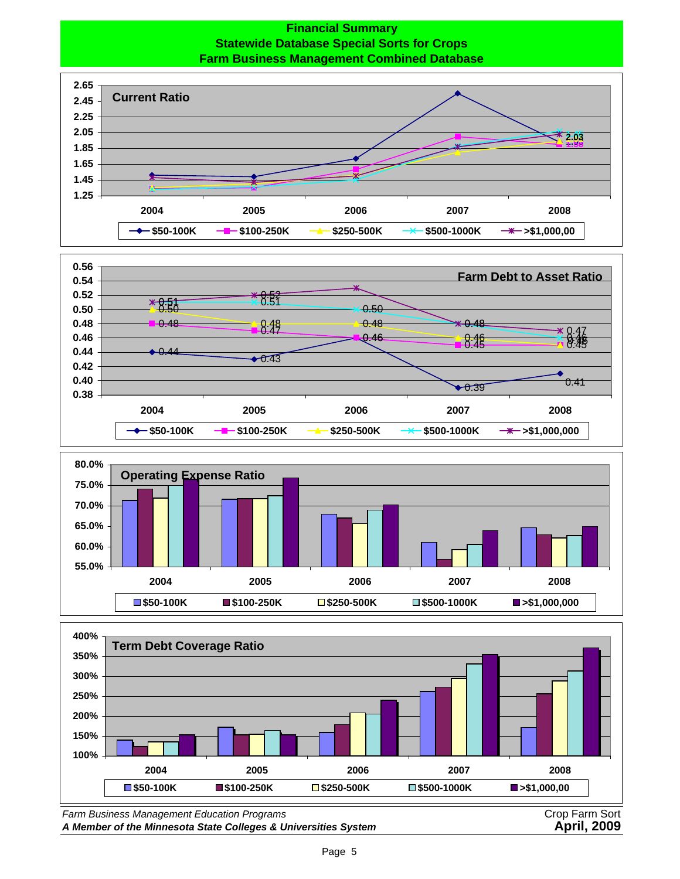# Financial Summary
## Statewide Database Special Sorts for Crops
## Farm Business Management Combined Database

**Current Ratio**

Y-axis: 1.25, 1.45, 1.65, 1.85, 2.05, 2.25, 2.45, 2.65

X-axis: 2004, 2005, 2006, 2007, 2008

Data labels (2008): 2.03, 1.98

Legend: $50-100K, $100-250K, $250-500K, $500-1000K, >$1,000,00

**Farm Debt to Asset Ratio**

Y-axis: 0.38, 0.40, 0.42, 0.44, 0.46, 0.48, 0.50, 0.52, 0.54, 0.56

| | 2004 | 2005 | 2006 | 2007 | 2008 |
|---|---|---|---|---|---|
| $50-100K | 0.44 | 0.43 | 0.46 | 0.39 | 0.41 |
| $100-250K | 0.48 | 0.47 | 0.46 | 0.45 | 0.45 |
| $250-500K | 0.50 | 0.48 | 0.48 | 0.46 | 0.45 |
| $500-1000K | 0.51 | 0.51 | 0.50 | 0.48 | 0.46 |
| >$1,000,000 | 0.51 | 0.52 | 0.53 | 0.48 | 0.47 |

**Operating Expense Ratio**

Y-axis: 55.0%, 60.0%, 65.0%, 70.0%, 75.0%, 80.0%

X-axis: 2004, 2005, 2006, 2007, 2008

Legend: $50-100K, $100-250K, $250-500K, $500-1000K, >$1,000,000

**Term Debt Coverage Ratio**

Y-axis: 100%, 150%, 200%, 250%, 300%, 350%, 400%

X-axis: 2004, 2005, 2006, 2007, 2008

Legend: $50-100K, $100-250K, $250-500K, $500-1000K, >$1,000,00

*Farm Business Management Education Programs*
***A Member of the Minnesota State Colleges & Universities System***

Crop Farm Sort
**April, 2009**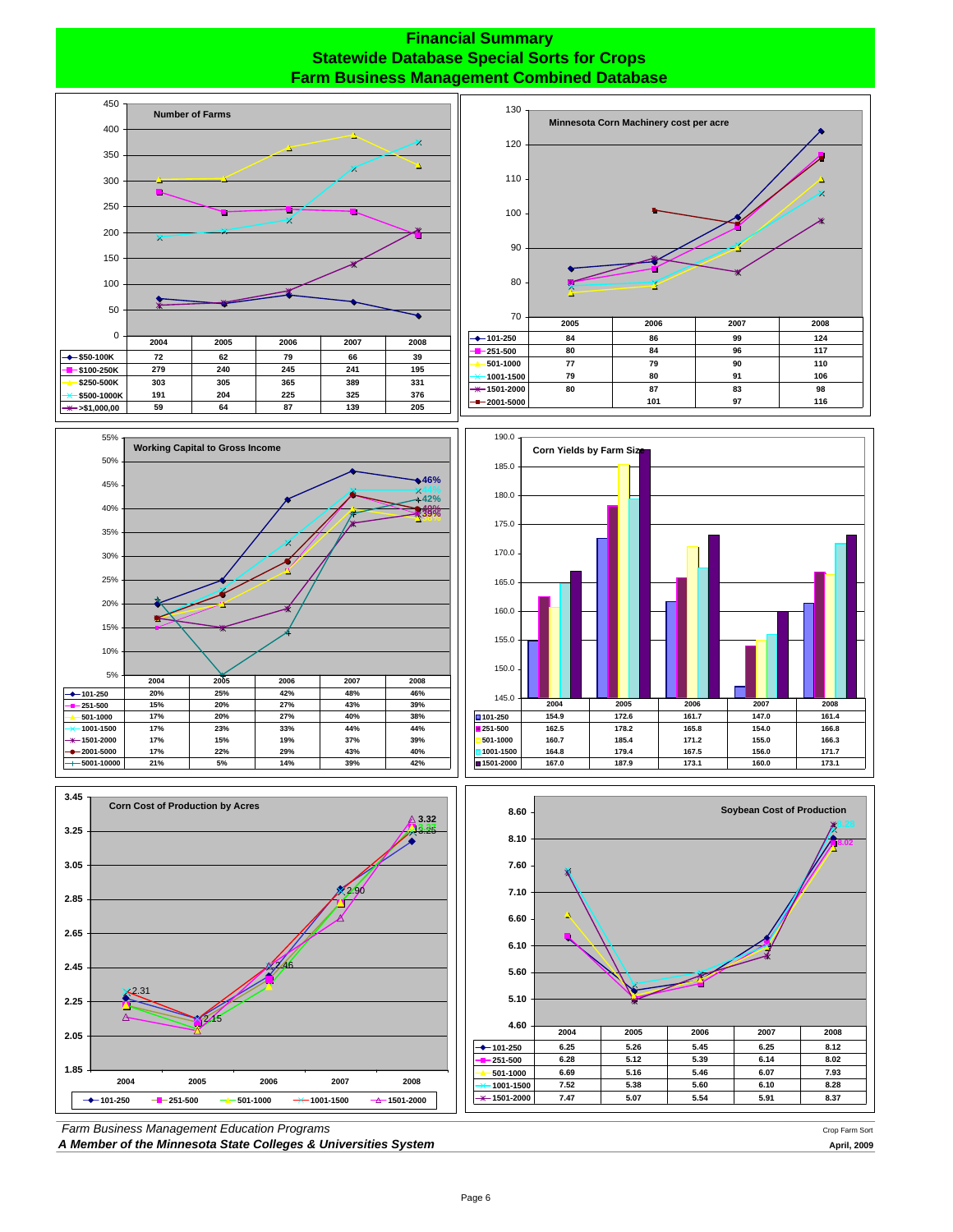# Financial Summary
## Statewide Database Special Sorts for Crops
## Farm Business Management Combined Database

**Number of Farms**

| | 2004 | 2005 | 2006 | 2007 | 2008 |
|---|---|---|---|---|---|
| $50-100K | 72 | 62 | 79 | 66 | 39 |
| $100-250K | 279 | 240 | 245 | 241 | 195 |
| $250-500K | 303 | 305 | 365 | 389 | 331 |
| $500-1000K | 191 | 204 | 225 | 325 | 376 |
| >$1,000,00 | 59 | 64 | 87 | 139 | 205 |

**Minnesota Corn Machinery cost per acre**

| | 2005 | 2006 | 2007 | 2008 |
|---|---|---|---|---|
| 101-250 | 84 | 86 | 99 | 124 |
| 251-500 | 80 | 84 | 96 | 117 |
| 501-1000 | 77 | 79 | 90 | 110 |
| 1001-1500 | 79 | 80 | 91 | 106 |
| 1501-2000 | 80 | 87 | 83 | 98 |
| 2001-5000 | | 101 | 97 | 116 |

**Working Capital to Gross Income**

46%
42%
40%
39%

| | 2004 | 2005 | 2006 | 2007 | 2008 |
|---|---|---|---|---|---|
| 101-250 | 20% | 25% | 42% | 48% | 46% |
| 251-500 | 15% | 20% | 27% | 43% | 39% |
| 501-1000 | 17% | 20% | 27% | 40% | 38% |
| 1001-1500 | 17% | 23% | 33% | 44% | 44% |
| 1501-2000 | 17% | 15% | 19% | 37% | 39% |
| 2001-5000 | 17% | 22% | 29% | 43% | 40% |
| 5001-10000 | 21% | 5% | 14% | 39% | 42% |

**Corn Yields by Farm Size**

| | 2004 | 2005 | 2006 | 2007 | 2008 |
|---|---|---|---|---|---|
| 101-250 | 154.9 | 172.6 | 161.7 | 147.0 | 161.4 |
| 251-500 | 162.5 | 178.2 | 165.8 | 154.0 | 166.8 |
| 501-1000 | 160.7 | 185.4 | 171.2 | 155.0 | 166.3 |
| 1001-1500 | 164.8 | 179.4 | 167.5 | 156.0 | 171.7 |
| 1501-2000 | 167.0 | 187.9 | 173.1 | 160.0 | 173.1 |

**Corn Cost of Production by Acres**

3.32
3.25
2.90
2.46
2.31
2.15

2004, 2005, 2006, 2007, 2008

101-250, 251-500, 501-1000, 1001-1500, 1501-2000

**Soybean Cost of Production**

8.29
8.02

| | 2004 | 2005 | 2006 | 2007 | 2008 |
|---|---|---|---|---|---|
| 101-250 | 6.25 | 5.26 | 5.45 | 6.25 | 8.12 |
| 251-500 | 6.28 | 5.12 | 5.39 | 6.14 | 8.02 |
| 501-1000 | 6.69 | 5.16 | 5.46 | 6.07 | 7.93 |
| 1001-1500 | 7.52 | 5.38 | 5.60 | 6.10 | 8.28 |
| 1501-2000 | 7.47 | 5.07 | 5.54 | 5.91 | 8.37 |

*Farm Business Management Education Programs*

***A Member of the Minnesota State Colleges & Universities System***

Crop Farm Sort

**April, 2009**